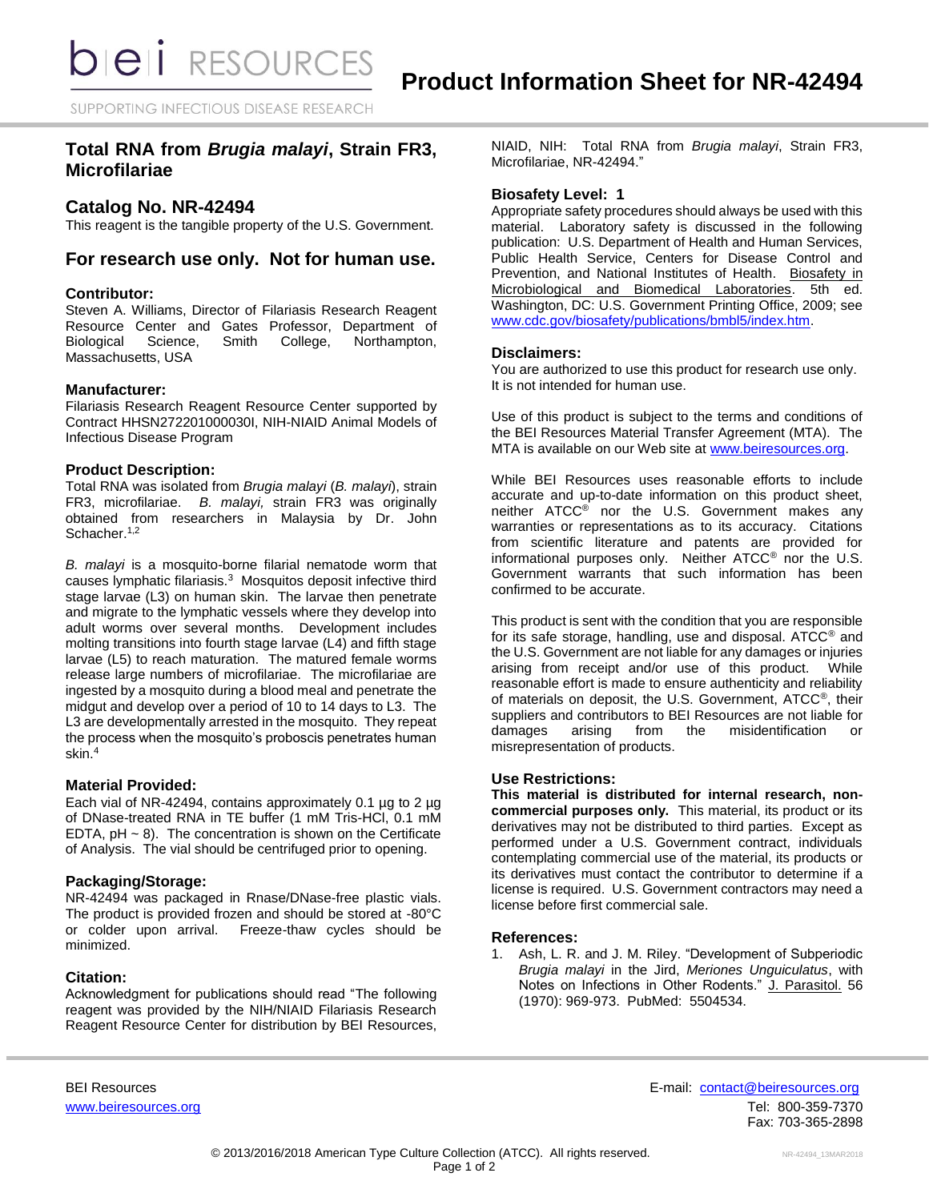# Product Information Sheet for NR-42494

## Total RNA from *Brugia malayi*, Strain FR3, Microfilariae

## Catalog No. NR-42494

This reagent is the tangible property of the U.S. Government.

## For research use only. Not for human use.

### Contributor:

Steven A. Williams, Director of Filariasis Research Reagent Resource Center and Gates Professor, Department of Biological Science, Smith College, Northampton, Massachusetts, USA

### Manufacturer:

Filariasis Research Reagent Resource Center supported by Contract HHSN272201000030I, NIH-NIAID Animal Models of Infectious Disease Program

### Product Description:

Total RNA was isolated from *Brugia malayi* (*B. malayi*), strain FR3, microfilariae. *B. malayi,* strain FR3 was originally obtained from researchers in Malaysia by Dr. John Schacher.[1,2]

*B. malayi* is a mosquito-borne filarial nematode worm that causes lymphatic filariasis.[3] Mosquitos deposit infective third stage larvae (L3) on human skin. The larvae then penetrate and migrate to the lymphatic vessels where they develop into adult worms over several months. Development includes molting transitions into fourth stage larvae (L4) and fifth stage larvae (L5) to reach maturation. The matured female worms release large numbers of microfilariae. The microfilariae are ingested by a mosquito during a blood meal and penetrate the midgut and develop over a period of 10 to 14 days to L3. The L3 are developmentally arrested in the mosquito. They repeat the process when the mosquito's proboscis penetrates human skin.[4]

### Material Provided:

Each vial of NR-42494, contains approximately 0.1 µg to 2 µg of DNase-treated RNA in TE buffer (1 mM Tris-HCl, 0.1 mM EDTA, pH ~ 8). The concentration is shown on the Certificate of Analysis. The vial should be centrifuged prior to opening.

### Packaging/Storage:

NR-42494 was packaged in Rnase/DNase-free plastic vials. The product is provided frozen and should be stored at -80°C or colder upon arrival. Freeze-thaw cycles should be minimized.

### Citation:

Acknowledgment for publications should read "The following reagent was provided by the NIH/NIAID Filariasis Research Reagent Resource Center for distribution by BEI Resources, NIAID, NIH: Total RNA from *Brugia malayi*, Strain FR3, Microfilariae, NR-42494."

### Biosafety Level: 1

Appropriate safety procedures should always be used with this material. Laboratory safety is discussed in the following publication: U.S. Department of Health and Human Services, Public Health Service, Centers for Disease Control and Prevention, and National Institutes of Health. Biosafety in Microbiological and Biomedical Laboratories. 5th ed. Washington, DC: U.S. Government Printing Office, 2009; see www.cdc.gov/biosafety/publications/bmbl5/index.htm.

### Disclaimers:

You are authorized to use this product for research use only. It is not intended for human use.

Use of this product is subject to the terms and conditions of the BEI Resources Material Transfer Agreement (MTA). The MTA is available on our Web site at www.beiresources.org.

While BEI Resources uses reasonable efforts to include accurate and up-to-date information on this product sheet, neither ATCC® nor the U.S. Government makes any warranties or representations as to its accuracy. Citations from scientific literature and patents are provided for informational purposes only. Neither ATCC® nor the U.S. Government warrants that such information has been confirmed to be accurate.

This product is sent with the condition that you are responsible for its safe storage, handling, use and disposal. ATCC® and the U.S. Government are not liable for any damages or injuries arising from receipt and/or use of this product. While reasonable effort is made to ensure authenticity and reliability of materials on deposit, the U.S. Government, ATCC®, their suppliers and contributors to BEI Resources are not liable for damages arising from the misidentification or misrepresentation of products.

### Use Restrictions:

**This material is distributed for internal research, non-commercial purposes only.** This material, its product or its derivatives may not be distributed to third parties. Except as performed under a U.S. Government contract, individuals contemplating commercial use of the material, its products or its derivatives must contact the contributor to determine if a license is required. U.S. Government contractors may need a license before first commercial sale.

### References:

1. Ash, L. R. and J. M. Riley. "Development of Subperiodic *Brugia malayi* in the Jird, *Meriones Unguiculatus*, with Notes on Infections in Other Rodents." J. Parasitol. 56 (1970): 969-973. PubMed: 5504534.

BEI Resources
www.beiresources.org

E-mail: contact@beiresources.org
Tel: 800-359-7370
Fax: 703-365-2898

© 2013/2016/2018 American Type Culture Collection (ATCC). All rights reserved.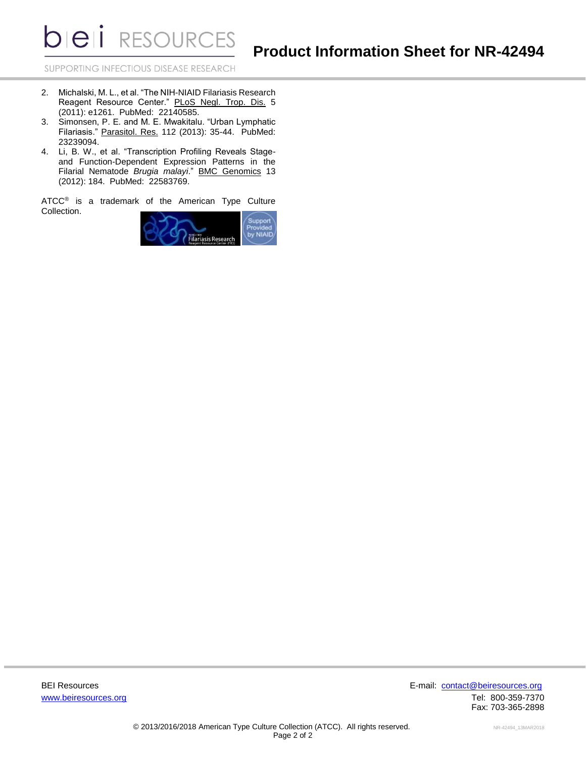2. Michalski, M. L., et al. "The NIH-NIAID Filariasis Research Reagent Resource Center." PLoS Negl. Trop. Dis. 5 (2011): e1261. PubMed: 22140585.
3. Simonsen, P. E. and M. E. Mwakitalu. "Urban Lymphatic Filariasis." Parasitol. Res. 112 (2013): 35-44. PubMed: 23239094.
4. Li, B. W., et al. "Transcription Profiling Reveals Stage- and Function-Dependent Expression Patterns in the Filarial Nematode *Brugia malayi*." BMC Genomics 13 (2012): 184. PubMed: 22583769.

ATCC® is a trademark of the American Type Culture Collection.

BEI Resources
www.beiresources.org

E-mail: contact@beiresources.org
Tel: 800-359-7370
Fax: 703-365-2898

© 2013/2016/2018 American Type Culture Collection (ATCC). All rights reserved.

NR-42494_13MAR2018